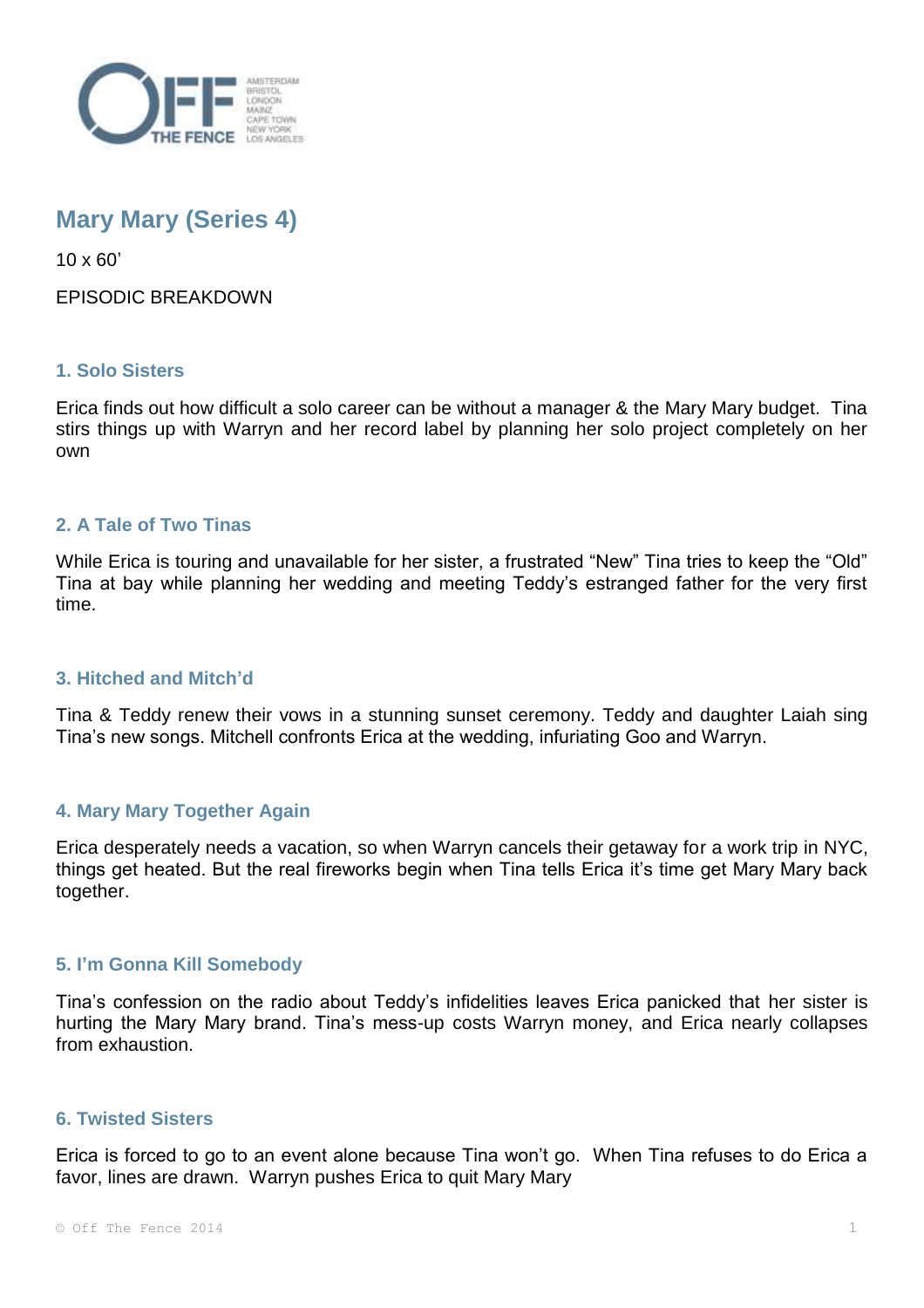# Mary Mary (Series 4)

10 x 60'

EPISODIC BREAKDOWN

## 1. Solo Sisters

Erica finds out how difficult a solo career can be without a manager & the Mary Mary budget. Tina stirs things up with Warryn and her record label by planning her solo project completely on her own

## 2. A Tale of Two Tinas

While Erica is touring and unavailable for her sister, a frustrated "New" Tina tries to keep the "Old" Tina at bay while planning her wedding and meeting Teddy's estranged father for the very first time.

## 3. Hitched and Mitch'd

Tina & Teddy renew their vows in a stunning sunset ceremony. Teddy and daughter Laiah sing Tina's new songs. Mitchell confronts Erica at the wedding, infuriating Goo and Warryn.

## 4. Mary Mary Together Again

Erica desperately needs a vacation, so when Warryn cancels their getaway for a work trip in NYC, things get heated. But the real fireworks begin when Tina tells Erica it's time get Mary Mary back together.

## 5. I'm Gonna Kill Somebody

Tina's confession on the radio about Teddy's infidelities leaves Erica panicked that her sister is hurting the Mary Mary brand. Tina's mess-up costs Warryn money, and Erica nearly collapses from exhaustion.

## 6. Twisted Sisters

Erica is forced to go to an event alone because Tina won't go. When Tina refuses to do Erica a favor, lines are drawn. Warryn pushes Erica to quit Mary Mary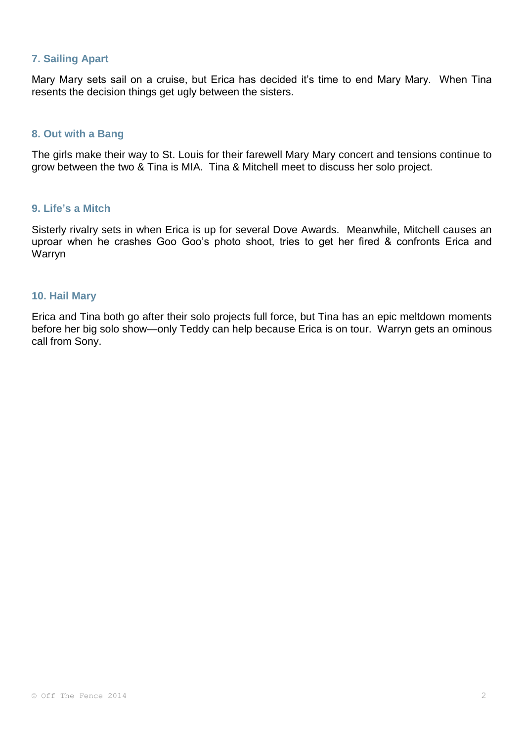### 7. Sailing Apart

Mary Mary sets sail on a cruise, but Erica has decided it's time to end Mary Mary. When Tina resents the decision things get ugly between the sisters.

### 8. Out with a Bang

The girls make their way to St. Louis for their farewell Mary Mary concert and tensions continue to grow between the two & Tina is MIA. Tina & Mitchell meet to discuss her solo project.

### 9. Life's a Mitch

Sisterly rivalry sets in when Erica is up for several Dove Awards. Meanwhile, Mitchell causes an uproar when he crashes Goo Goo's photo shoot, tries to get her fired & confronts Erica and Warryn

### 10. Hail Mary

Erica and Tina both go after their solo projects full force, but Tina has an epic meltdown moments before her big solo show—only Teddy can help because Erica is on tour. Warryn gets an ominous call from Sony.

© Off The Fence 2014